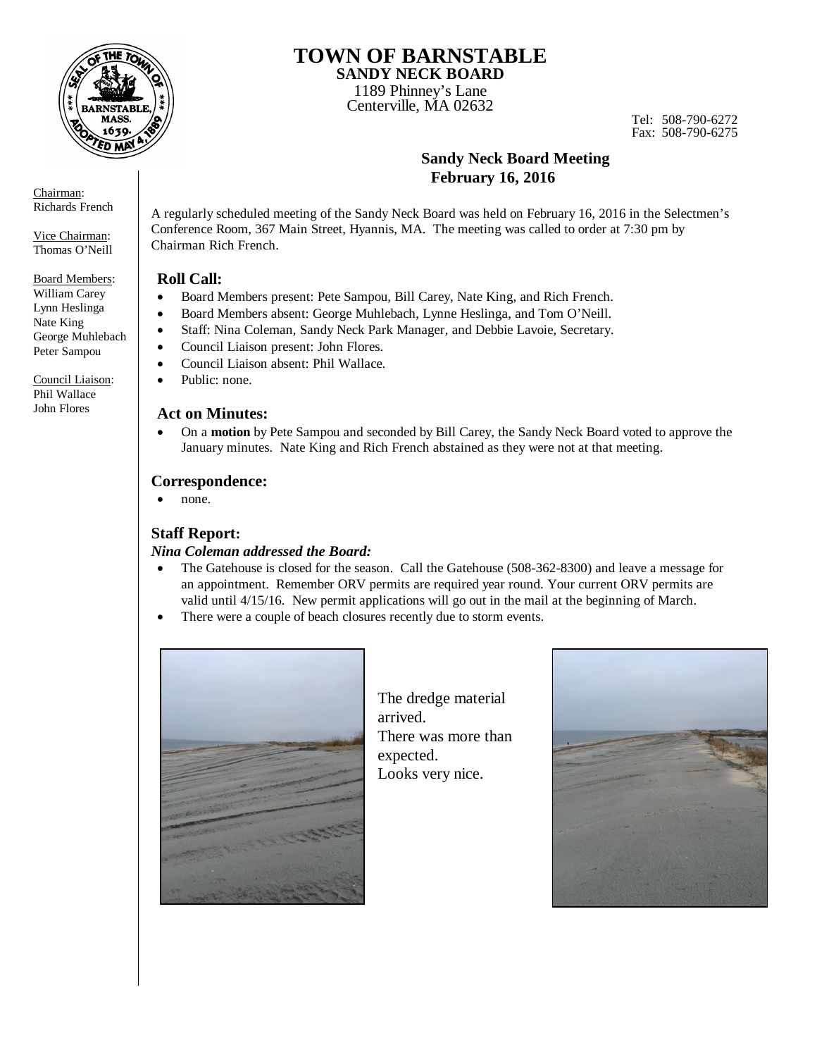# TOWN OF BARNSTABLE

## SANDY NECK BOARD

1189 Phinney's Lane
Centerville, MA 02632

Tel: 508-790-6272
Fax: 508-790-6275

Chairman:
Richards French

Vice Chairman:
Thomas O'Neill

Board Members:
William Carey
Lynn Heslinga
Nate King
George Muhlebach
Peter Sampou

Council Liaison:
Phil Wallace
John Flores

## Sandy Neck Board Meeting
## February 16, 2016

A regularly scheduled meeting of the Sandy Neck Board was held on February 16, 2016 in the Selectmen's Conference Room, 367 Main Street, Hyannis, MA. The meeting was called to order at 7:30 pm by Chairman Rich French.

### Roll Call:

- Board Members present: Pete Sampou, Bill Carey, Nate King, and Rich French.
- Board Members absent: George Muhlebach, Lynne Heslinga, and Tom O'Neill.
- Staff: Nina Coleman, Sandy Neck Park Manager, and Debbie Lavoie, Secretary.
- Council Liaison present: John Flores.
- Council Liaison absent: Phil Wallace.
- Public: none.

### Act on Minutes:

- On a **motion** by Pete Sampou and seconded by Bill Carey, the Sandy Neck Board voted to approve the January minutes. Nate King and Rich French abstained as they were not at that meeting.

### Correspondence:

- none.

### Staff Report:

***Nina Coleman addressed the Board:***

- The Gatehouse is closed for the season. Call the Gatehouse (508-362-8300) and leave a message for an appointment. Remember ORV permits are required year round. Your current ORV permits are valid until 4/15/16. New permit applications will go out in the mail at the beginning of March.
- There were a couple of beach closures recently due to storm events.

The dredge material arrived.
There was more than expected.
Looks very nice.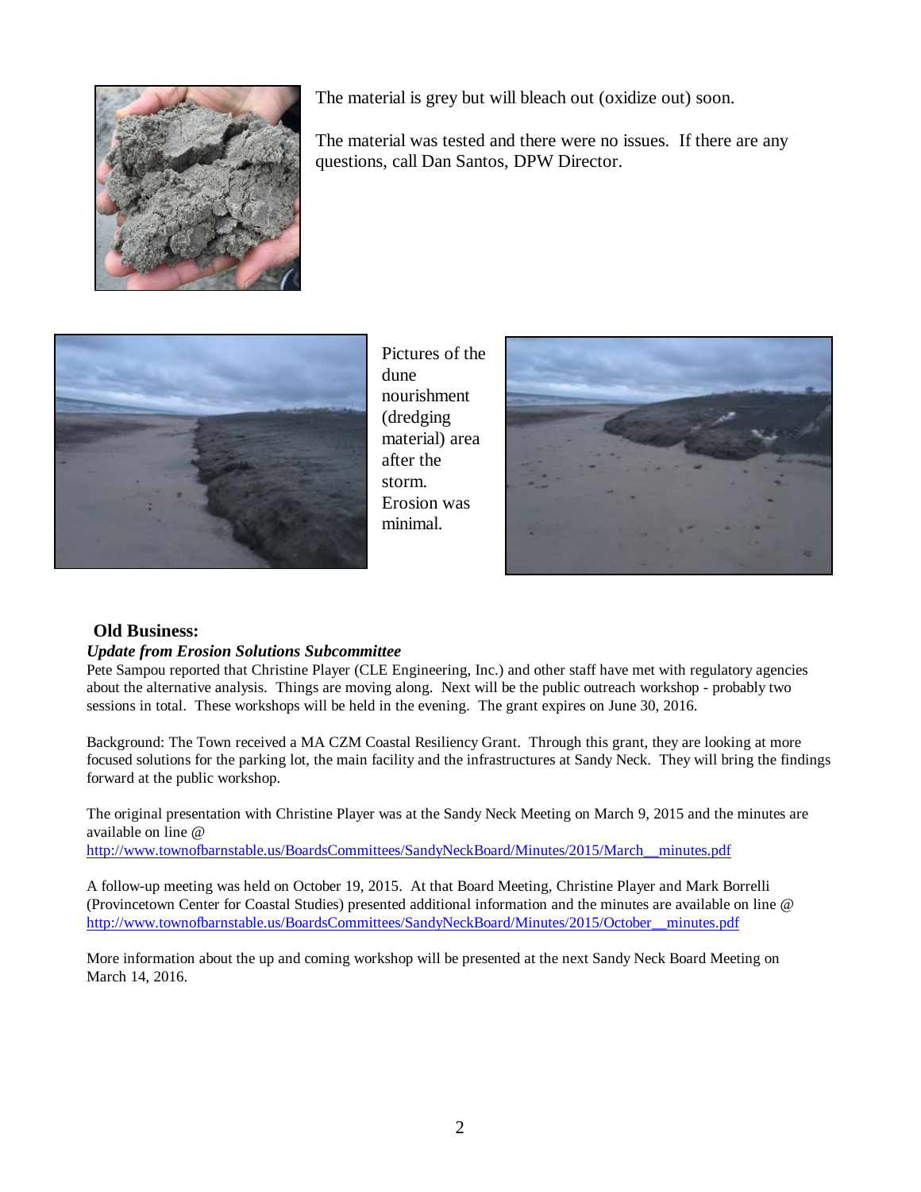The material is grey but will bleach out (oxidize out) soon.

The material was tested and there were no issues. If there are any questions, call Dan Santos, DPW Director.

Pictures of the dune nourishment (dredging material) area after the storm. Erosion was minimal.

## Old Business:

***Update from Erosion Solutions Subcommittee***

Pete Sampou reported that Christine Player (CLE Engineering, Inc.) and other staff have met with regulatory agencies about the alternative analysis. Things are moving along. Next will be the public outreach workshop - probably two sessions in total. These workshops will be held in the evening. The grant expires on June 30, 2016.

Background: The Town received a MA CZM Coastal Resiliency Grant. Through this grant, they are looking at more focused solutions for the parking lot, the main facility and the infrastructures at Sandy Neck. They will bring the findings forward at the public workshop.

The original presentation with Christine Player was at the Sandy Neck Meeting on March 9, 2015 and the minutes are available on line @
http://www.townofbarnstable.us/BoardsCommittees/SandyNeckBoard/Minutes/2015/March__minutes.pdf

A follow-up meeting was held on October 19, 2015. At that Board Meeting, Christine Player and Mark Borrelli (Provincetown Center for Coastal Studies) presented additional information and the minutes are available on line @
http://www.townofbarnstable.us/BoardsCommittees/SandyNeckBoard/Minutes/2015/October__minutes.pdf

More information about the up and coming workshop will be presented at the next Sandy Neck Board Meeting on March 14, 2016.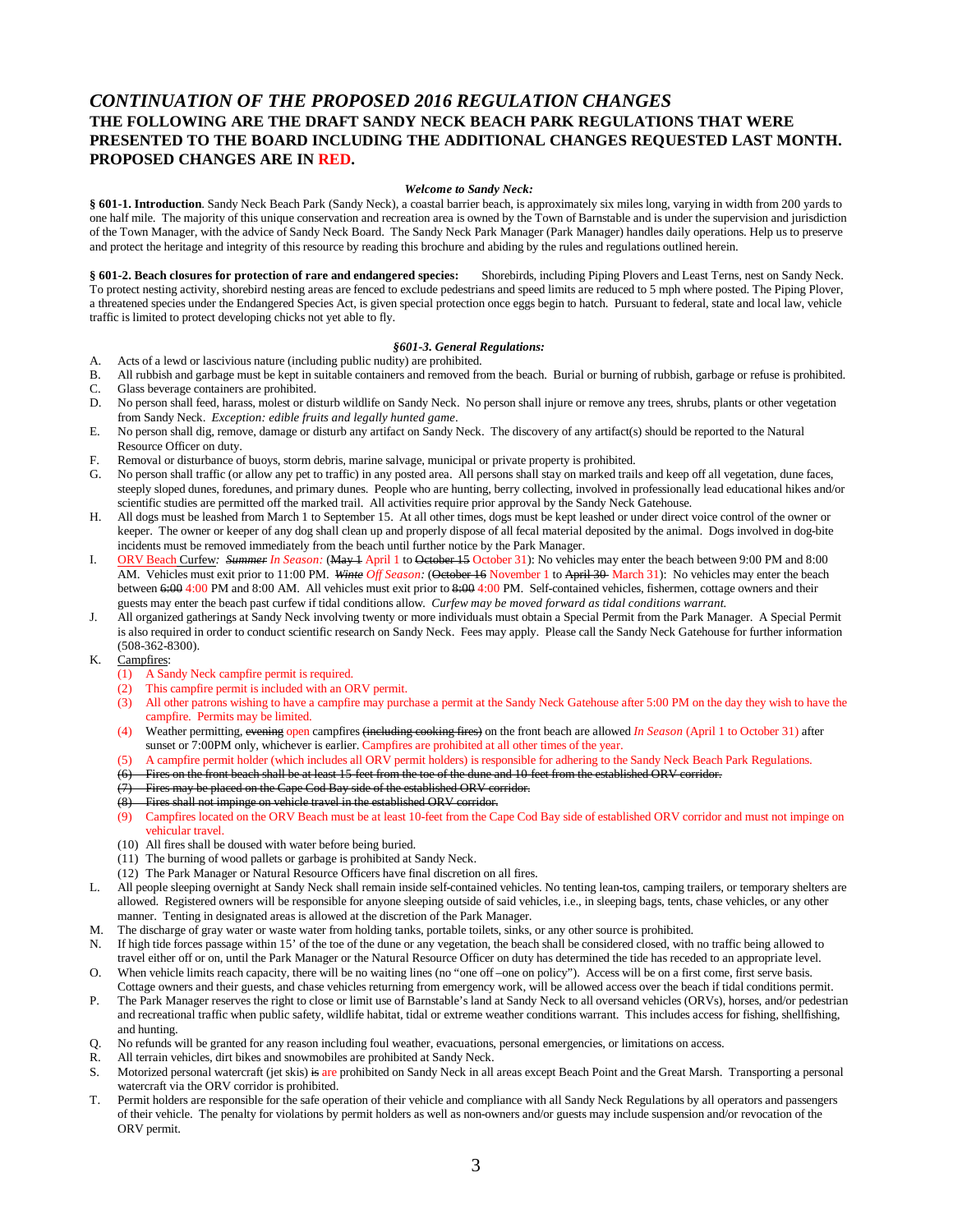## *CONTINUATION OF THE PROPOSED 2016 REGULATION CHANGES*

## THE FOLLOWING ARE THE DRAFT SANDY NECK BEACH PARK REGULATIONS THAT WERE PRESENTED TO THE BOARD INCLUDING THE ADDITIONAL CHANGES REQUESTED LAST MONTH. PROPOSED CHANGES ARE IN RED.

***Welcome to Sandy Neck:***

**§ 601-1. Introduction**. Sandy Neck Beach Park (Sandy Neck), a coastal barrier beach, is approximately six miles long, varying in width from 200 yards to one half mile. The majority of this unique conservation and recreation area is owned by the Town of Barnstable and is under the supervision and jurisdiction of the Town Manager, with the advice of Sandy Neck Board. The Sandy Neck Park Manager (Park Manager) handles daily operations. Help us to preserve and protect the heritage and integrity of this resource by reading this brochure and abiding by the rules and regulations outlined herein.

**§ 601-2. Beach closures for protection of rare and endangered species:** Shorebirds, including Piping Plovers and Least Terns, nest on Sandy Neck. To protect nesting activity, shorebird nesting areas are fenced to exclude pedestrians and speed limits are reduced to 5 mph where posted. The Piping Plover, a threatened species under the Endangered Species Act, is given special protection once eggs begin to hatch. Pursuant to federal, state and local law, vehicle traffic is limited to protect developing chicks not yet able to fly.

***§601-3. General Regulations:***

A. Acts of a lewd or lascivious nature (including public nudity) are prohibited.
B. All rubbish and garbage must be kept in suitable containers and removed from the beach. Burial or burning of rubbish, garbage or refuse is prohibited.
C. Glass beverage containers are prohibited.
D. No person shall feed, harass, molest or disturb wildlife on Sandy Neck. No person shall injure or remove any trees, shrubs, plants or other vegetation from Sandy Neck. *Exception: edible fruits and legally hunted game*.
E. No person shall dig, remove, damage or disturb any artifact on Sandy Neck. The discovery of any artifact(s) should be reported to the Natural Resource Officer on duty.
F. Removal or disturbance of buoys, storm debris, marine salvage, municipal or private property is prohibited.
G. No person shall traffic (or allow any pet to traffic) in any posted area. All persons shall stay on marked trails and keep off all vegetation, dune faces, steeply sloped dunes, foredunes, and primary dunes. People who are hunting, berry collecting, involved in professionally lead educational hikes and/or scientific studies are permitted off the marked trail. All activities require prior approval by the Sandy Neck Gatehouse.
H. All dogs must be leashed from March 1 to September 15. At all other times, dogs must be kept leashed or under direct voice control of the owner or keeper. The owner or keeper of any dog shall clean up and properly dispose of all fecal material deposited by the animal. Dogs involved in dog-bite incidents must be removed immediately from the beach until further notice by the Park Manager.
I. ORV Beach Curfew*:* ~~*Summer*~~ *In Season:* (~~May 1~~ April 1 to ~~October 15~~ October 31): No vehicles may enter the beach between 9:00 PM and 8:00 AM. Vehicles must exit prior to 11:00 PM. ~~*Winte*~~ *Off Season:* (~~October 16~~ November 1 to ~~April 30~~ March 31): No vehicles may enter the beach between ~~6:00~~ 4:00 PM and 8:00 AM. All vehicles must exit prior to ~~8:00~~ 4:00 PM. Self-contained vehicles, fishermen, cottage owners and their guests may enter the beach past curfew if tidal conditions allow. *Curfew may be moved forward as tidal conditions warrant.*
J. All organized gatherings at Sandy Neck involving twenty or more individuals must obtain a Special Permit from the Park Manager. A Special Permit is also required in order to conduct scientific research on Sandy Neck. Fees may apply. Please call the Sandy Neck Gatehouse for further information (508-362-8300).
K. Campfires:
   (1) A Sandy Neck campfire permit is required.
   (2) This campfire permit is included with an ORV permit.
   (3) All other patrons wishing to have a campfire may purchase a permit at the Sandy Neck Gatehouse after 5:00 PM on the day they wish to have the campfire. Permits may be limited.
   (4) Weather permitting, ~~evening~~ open campfires ~~(including cooking fires)~~ on the front beach are allowed *In Season* (April 1 to October 31) after sunset or 7:00PM only, whichever is earlier. Campfires are prohibited at all other times of the year.
   (5) A campfire permit holder (which includes all ORV permit holders) is responsible for adhering to the Sandy Neck Beach Park Regulations.
   ~~(6) Fires on the front beach shall be at least 15 feet from the toe of the dune and 10 feet from the established ORV corridor.~~
   ~~(7) Fires may be placed on the Cape Cod Bay side of the established ORV corridor.~~
   ~~(8) Fires shall not impinge on vehicle travel in the established ORV corridor.~~
   (9) Campfires located on the ORV Beach must be at least 10-feet from the Cape Cod Bay side of established ORV corridor and must not impinge on vehicular travel.
   (10) All fires shall be doused with water before being buried.
   (11) The burning of wood pallets or garbage is prohibited at Sandy Neck.
   (12) The Park Manager or Natural Resource Officers have final discretion on all fires.
L. All people sleeping overnight at Sandy Neck shall remain inside self-contained vehicles. No tenting lean-tos, camping trailers, or temporary shelters are allowed. Registered owners will be responsible for anyone sleeping outside of said vehicles, i.e., in sleeping bags, tents, chase vehicles, or any other manner. Tenting in designated areas is allowed at the discretion of the Park Manager.
M. The discharge of gray water or waste water from holding tanks, portable toilets, sinks, or any other source is prohibited.
N. If high tide forces passage within 15' of the toe of the dune or any vegetation, the beach shall be considered closed, with no traffic being allowed to travel either off or on, until the Park Manager or the Natural Resource Officer on duty has determined the tide has receded to an appropriate level.
O. When vehicle limits reach capacity, there will be no waiting lines (no "one off –one on policy"). Access will be on a first come, first serve basis. Cottage owners and their guests, and chase vehicles returning from emergency work, will be allowed access over the beach if tidal conditions permit.
P. The Park Manager reserves the right to close or limit use of Barnstable's land at Sandy Neck to all oversand vehicles (ORVs), horses, and/or pedestrian and recreational traffic when public safety, wildlife habitat, tidal or extreme weather conditions warrant. This includes access for fishing, shellfishing, and hunting.
Q. No refunds will be granted for any reason including foul weather, evacuations, personal emergencies, or limitations on access.
R. All terrain vehicles, dirt bikes and snowmobiles are prohibited at Sandy Neck.
S. Motorized personal watercraft (jet skis) ~~is~~ are prohibited on Sandy Neck in all areas except Beach Point and the Great Marsh. Transporting a personal watercraft via the ORV corridor is prohibited.
T. Permit holders are responsible for the safe operation of their vehicle and compliance with all Sandy Neck Regulations by all operators and passengers of their vehicle. The penalty for violations by permit holders as well as non-owners and/or guests may include suspension and/or revocation of the ORV permit.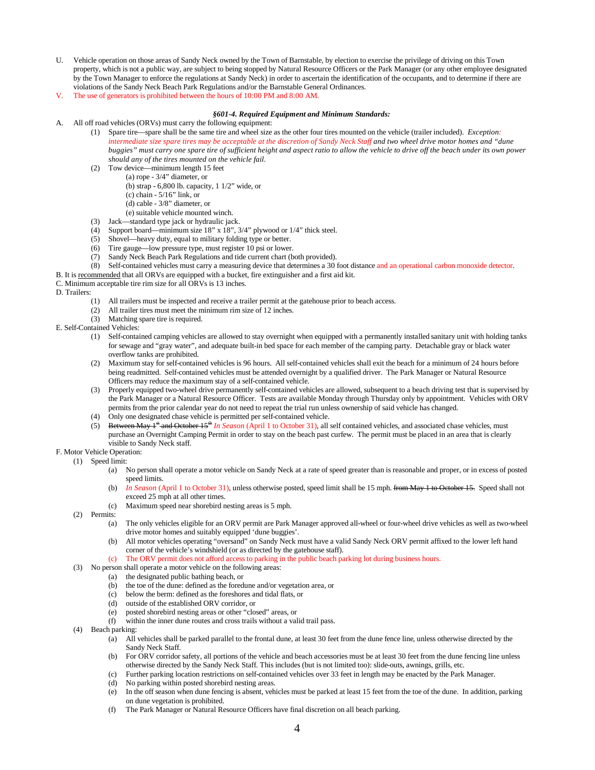U. Vehicle operation on those areas of Sandy Neck owned by the Town of Barnstable, by election to exercise the privilege of driving on this Town property, which is not a public way, are subject to being stopped by Natural Resource Officers or the Park Manager (or any other employee designated by the Town Manager to enforce the regulations at Sandy Neck) in order to ascertain the identification of the occupants, and to determine if there are violations of the Sandy Neck Beach Park Regulations and/or the Barnstable General Ordinances.

V. The use of generators is prohibited between the hours of 10:00 PM and 8:00 AM.

### *§601-4. Required Equipment and Minimum Standards:*

A. All off road vehicles (ORVs) must carry the following equipment:

(1) Spare tire—spare shall be the same tire and wheel size as the other four tires mounted on the vehicle (trailer included). *Exception: intermediate size spare tires may be acceptable at the discretion of Sandy Neck Staff and two wheel drive motor homes and "dune buggies" must carry one spare tire of sufficient height and aspect ratio to allow the vehicle to drive off the beach under its own power should any of the tires mounted on the vehicle fail.*

(2) Tow device—minimum length 15 feet
- (a) rope - 3/4" diameter, or
- (b) strap - 6,800 lb. capacity, 1 1/2" wide, or
- (c) chain - 5/16" link, or
- (d) cable - 3/8" diameter, or
- (e) suitable vehicle mounted winch.

(3) Jack—standard type jack or hydraulic jack.

(4) Support board—minimum size 18" x 18", 3/4" plywood or 1/4" thick steel.

(5) Shovel—heavy duty, equal to military folding type or better.

(6) Tire gauge—low pressure type, must register 10 psi or lower.

(7) Sandy Neck Beach Park Regulations and tide current chart (both provided).

(8) Self-contained vehicles must carry a measuring device that determines a 30 foot distance and an operational carbon monoxide detector.

B. It is recommended that all ORVs are equipped with a bucket, fire extinguisher and a first aid kit.

C. Minimum acceptable tire rim size for all ORVs is 13 inches.

D. Trailers:

(1) All trailers must be inspected and receive a trailer permit at the gatehouse prior to beach access.

(2) All trailer tires must meet the minimum rim size of 12 inches.

(3) Matching spare tire is required.

E. Self-Contained Vehicles:

(1) Self-contained camping vehicles are allowed to stay overnight when equipped with a permanently installed sanitary unit with holding tanks for sewage and "gray water", and adequate built-in bed space for each member of the camping party. Detachable gray or black water overflow tanks are prohibited.

(2) Maximum stay for self-contained vehicles is 96 hours. All self-contained vehicles shall exit the beach for a minimum of 24 hours before being readmitted. Self-contained vehicles must be attended overnight by a qualified driver. The Park Manager or Natural Resource Officers may reduce the maximum stay of a self-contained vehicle.

(3) Properly equipped two-wheel drive permanently self-contained vehicles are allowed, subsequent to a beach driving test that is supervised by the Park Manager or a Natural Resource Officer. Tests are available Monday through Thursday only by appointment. Vehicles with ORV permits from the prior calendar year do not need to repeat the trial run unless ownership of said vehicle has changed.

(4) Only one designated chase vehicle is permitted per self-contained vehicle.

(5) ~~Between May 1st and October 15th~~ *In Season* (April 1 to October 31), all self contained vehicles, and associated chase vehicles, must purchase an Overnight Camping Permit in order to stay on the beach past curfew. The permit must be placed in an area that is clearly visible to Sandy Neck staff.

F. Motor Vehicle Operation:

(1) Speed limit:
- (a) No person shall operate a motor vehicle on Sandy Neck at a rate of speed greater than is reasonable and proper, or in excess of posted speed limits.
- (b) *In Season* (April 1 to October 31), unless otherwise posted, speed limit shall be 15 mph. ~~from May 1 to October 15.~~ Speed shall not exceed 25 mph at all other times.
- (c) Maximum speed near shorebird nesting areas is 5 mph.

(2) Permits:
- (a) The only vehicles eligible for an ORV permit are Park Manager approved all-wheel or four-wheel drive vehicles as well as two-wheel drive motor homes and suitably equipped 'dune buggies'.
- (b) All motor vehicles operating "oversand" on Sandy Neck must have a valid Sandy Neck ORV permit affixed to the lower left hand corner of the vehicle's windshield (or as directed by the gatehouse staff).
- (c) The ORV permit does not afford access to parking in the public beach parking lot during business hours.

(3) No person shall operate a motor vehicle on the following areas:
- (a) the designated public bathing beach, or
- (b) the toe of the dune: defined as the foredune and/or vegetation area, or
- (c) below the berm: defined as the foreshores and tidal flats, or
- (d) outside of the established ORV corridor, or
- (e) posted shorebird nesting areas or other "closed" areas, or
- (f) within the inner dune routes and cross trails without a valid trail pass.

(4) Beach parking:
- (a) All vehicles shall be parked parallel to the frontal dune, at least 30 feet from the dune fence line, unless otherwise directed by the Sandy Neck Staff.
- (b) For ORV corridor safety, all portions of the vehicle and beach accessories must be at least 30 feet from the dune fencing line unless otherwise directed by the Sandy Neck Staff. This includes (but is not limited too): slide-outs, awnings, grills, etc.
- (c) Further parking location restrictions on self-contained vehicles over 33 feet in length may be enacted by the Park Manager.
- (d) No parking within posted shorebird nesting areas.
- (e) In the off season when dune fencing is absent, vehicles must be parked at least 15 feet from the toe of the dune. In addition, parking on dune vegetation is prohibited.
- (f) The Park Manager or Natural Resource Officers have final discretion on all beach parking.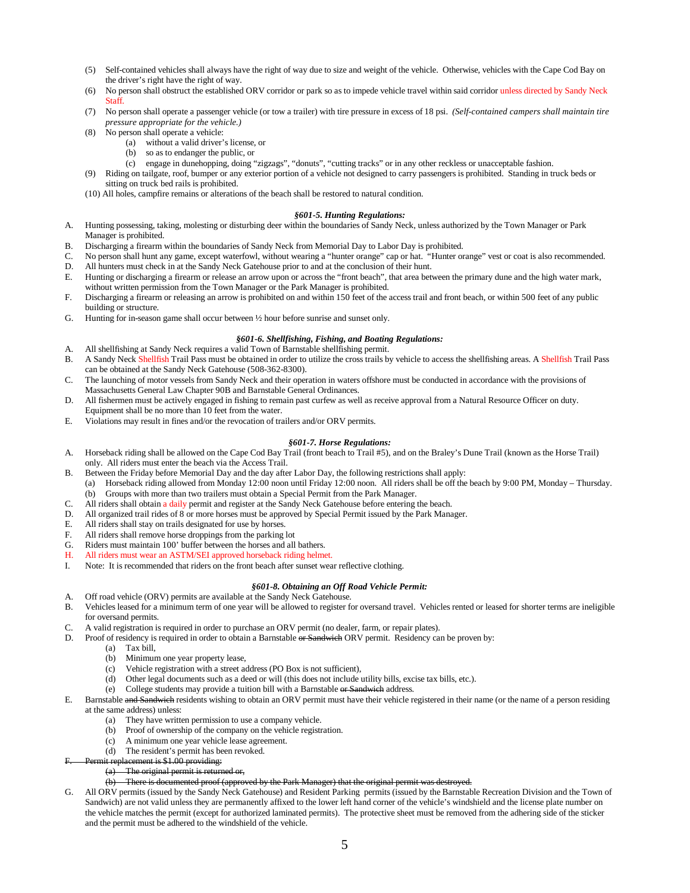(5) Self-contained vehicles shall always have the right of way due to size and weight of the vehicle. Otherwise, vehicles with the Cape Cod Bay on the driver's right have the right of way.

(6) No person shall obstruct the established ORV corridor or park so as to impede vehicle travel within said corridor unless directed by Sandy Neck Staff.

(7) No person shall operate a passenger vehicle (or tow a trailer) with tire pressure in excess of 18 psi. *(Self-contained campers shall maintain tire pressure appropriate for the vehicle.)*

(8) No person shall operate a vehicle:
   - (a) without a valid driver's license, or
   - (b) so as to endanger the public, or
   - (c) engage in dunehopping, doing "zigzags", "donuts", "cutting tracks" or in any other reckless or unacceptable fashion.

(9) Riding on tailgate, roof, bumper or any exterior portion of a vehicle not designed to carry passengers is prohibited. Standing in truck beds or sitting on truck bed rails is prohibited.

(10) All holes, campfire remains or alterations of the beach shall be restored to natural condition.

### *§601-5. Hunting Regulations:*

A. Hunting possessing, taking, molesting or disturbing deer within the boundaries of Sandy Neck, unless authorized by the Town Manager or Park Manager is prohibited.

B. Discharging a firearm within the boundaries of Sandy Neck from Memorial Day to Labor Day is prohibited.

C. No person shall hunt any game, except waterfowl, without wearing a "hunter orange" cap or hat. "Hunter orange" vest or coat is also recommended.

D. All hunters must check in at the Sandy Neck Gatehouse prior to and at the conclusion of their hunt.

E. Hunting or discharging a firearm or release an arrow upon or across the "front beach", that area between the primary dune and the high water mark, without written permission from the Town Manager or the Park Manager is prohibited.

F. Discharging a firearm or releasing an arrow is prohibited on and within 150 feet of the access trail and front beach, or within 500 feet of any public building or structure.

G. Hunting for in-season game shall occur between ½ hour before sunrise and sunset only.

### *§601-6. Shellfishing, Fishing, and Boating Regulations:*

A. All shellfishing at Sandy Neck requires a valid Town of Barnstable shellfishing permit.

B. A Sandy Neck Shellfish Trail Pass must be obtained in order to utilize the cross trails by vehicle to access the shellfishing areas. A Shellfish Trail Pass can be obtained at the Sandy Neck Gatehouse (508-362-8300).

C. The launching of motor vessels from Sandy Neck and their operation in waters offshore must be conducted in accordance with the provisions of Massachusetts General Law Chapter 90B and Barnstable General Ordinances.

D. All fishermen must be actively engaged in fishing to remain past curfew as well as receive approval from a Natural Resource Officer on duty. Equipment shall be no more than 10 feet from the water.

E. Violations may result in fines and/or the revocation of trailers and/or ORV permits.

### *§601-7. Horse Regulations:*

A. Horseback riding shall be allowed on the Cape Cod Bay Trail (front beach to Trail #5), and on the Braley's Dune Trail (known as the Horse Trail) only. All riders must enter the beach via the Access Trail.

B. Between the Friday before Memorial Day and the day after Labor Day, the following restrictions shall apply:
   - (a) Horseback riding allowed from Monday 12:00 noon until Friday 12:00 noon. All riders shall be off the beach by 9:00 PM, Monday – Thursday.
   - (b) Groups with more than two trailers must obtain a Special Permit from the Park Manager.

C. All riders shall obtain a daily permit and register at the Sandy Neck Gatehouse before entering the beach.

D. All organized trail rides of 8 or more horses must be approved by Special Permit issued by the Park Manager.

E. All riders shall stay on trails designated for use by horses.

F. All riders shall remove horse droppings from the parking lot

G. Riders must maintain 100' buffer between the horses and all bathers.

H. All riders must wear an ASTM/SEI approved horseback riding helmet.

I. Note: It is recommended that riders on the front beach after sunset wear reflective clothing.

### *§601-8. Obtaining an Off Road Vehicle Permit:*

A. Off road vehicle (ORV) permits are available at the Sandy Neck Gatehouse.

B. Vehicles leased for a minimum term of one year will be allowed to register for oversand travel. Vehicles rented or leased for shorter terms are ineligible for oversand permits.

C. A valid registration is required in order to purchase an ORV permit (no dealer, farm, or repair plates).

D. Proof of residency is required in order to obtain a Barnstable ~~or Sandwich~~ ORV permit. Residency can be proven by:
   - (a) Tax bill,
   - (b) Minimum one year property lease,
   - (c) Vehicle registration with a street address (PO Box is not sufficient),
   - (d) Other legal documents such as a deed or will (this does not include utility bills, excise tax bills, etc.).
   - (e) College students may provide a tuition bill with a Barnstable ~~or Sandwich~~ address.

E. Barnstable ~~and Sandwich~~ residents wishing to obtain an ORV permit must have their vehicle registered in their name (or the name of a person residing at the same address) unless:
   - (a) They have written permission to use a company vehicle.
   - (b) Proof of ownership of the company on the vehicle registration.
   - (c) A minimum one year vehicle lease agreement.
   - (d) The resident's permit has been revoked.

~~F. Permit replacement is $1.00 providing:~~
   - ~~(a) The original permit is returned or,~~
   - ~~(b) There is documented proof (approved by the Park Manager) that the original permit was destroyed.~~

G. All ORV permits (issued by the Sandy Neck Gatehouse) and Resident Parking permits (issued by the Barnstable Recreation Division and the Town of Sandwich) are not valid unless they are permanently affixed to the lower left hand corner of the vehicle's windshield and the license plate number on the vehicle matches the permit (except for authorized laminated permits). The protective sheet must be removed from the adhering side of the sticker and the permit must be adhered to the windshield of the vehicle.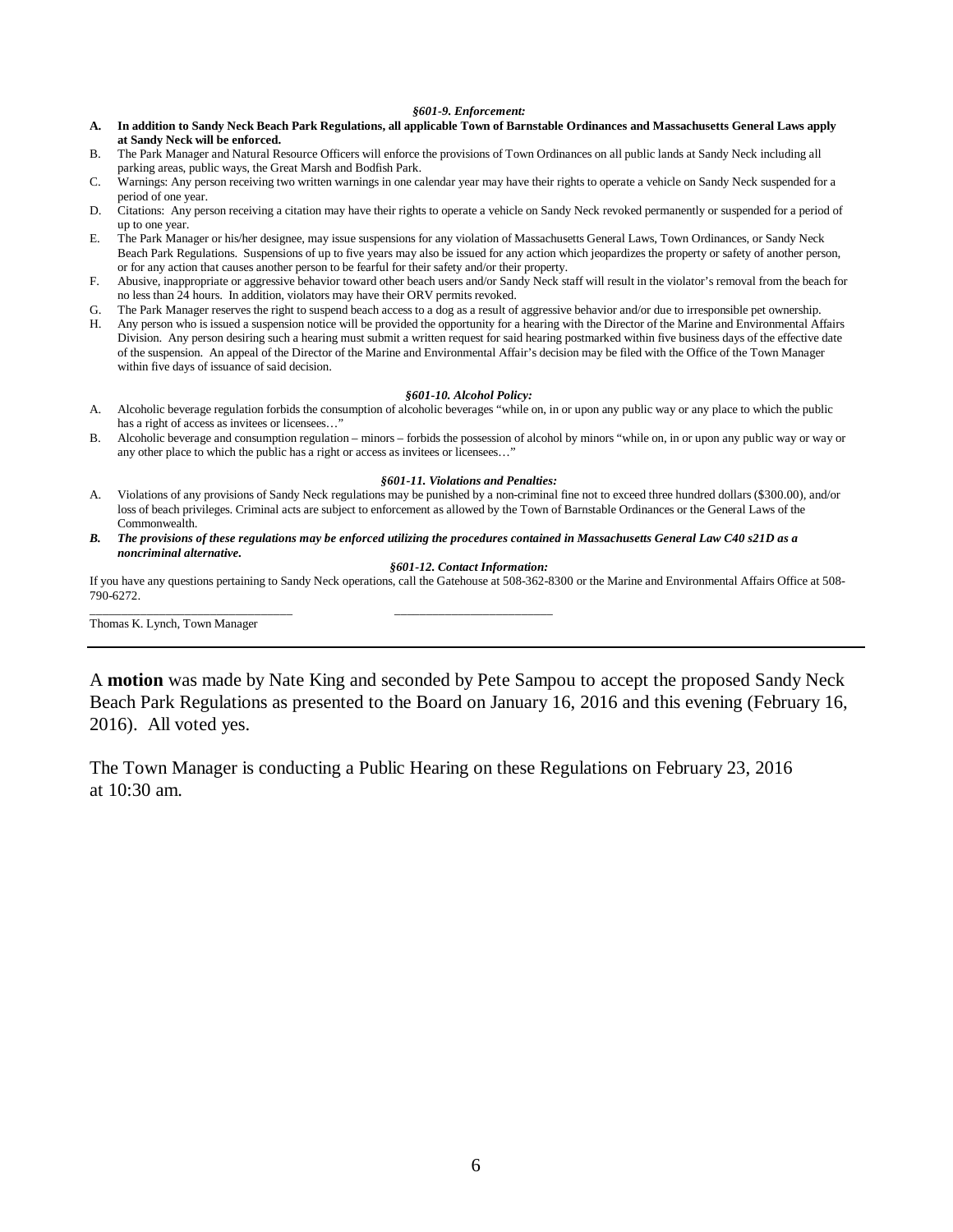*§601-9. Enforcement:*

A. **In addition to Sandy Neck Beach Park Regulations, all applicable Town of Barnstable Ordinances and Massachusetts General Laws apply at Sandy Neck will be enforced.**

B. The Park Manager and Natural Resource Officers will enforce the provisions of Town Ordinances on all public lands at Sandy Neck including all parking areas, public ways, the Great Marsh and Bodfish Park.

C. Warnings: Any person receiving two written warnings in one calendar year may have their rights to operate a vehicle on Sandy Neck suspended for a period of one year.

D. Citations: Any person receiving a citation may have their rights to operate a vehicle on Sandy Neck revoked permanently or suspended for a period of up to one year.

E. The Park Manager or his/her designee, may issue suspensions for any violation of Massachusetts General Laws, Town Ordinances, or Sandy Neck Beach Park Regulations. Suspensions of up to five years may also be issued for any action which jeopardizes the property or safety of another person, or for any action that causes another person to be fearful for their safety and/or their property.

F. Abusive, inappropriate or aggressive behavior toward other beach users and/or Sandy Neck staff will result in the violator's removal from the beach for no less than 24 hours. In addition, violators may have their ORV permits revoked.

G. The Park Manager reserves the right to suspend beach access to a dog as a result of aggressive behavior and/or due to irresponsible pet ownership.

H. Any person who is issued a suspension notice will be provided the opportunity for a hearing with the Director of the Marine and Environmental Affairs Division. Any person desiring such a hearing must submit a written request for said hearing postmarked within five business days of the effective date of the suspension. An appeal of the Director of the Marine and Environmental Affair's decision may be filed with the Office of the Town Manager within five days of issuance of said decision.

*§601-10. Alcohol Policy:*

A. Alcoholic beverage regulation forbids the consumption of alcoholic beverages "while on, in or upon any public way or any place to which the public has a right of access as invitees or licensees…"

B. Alcoholic beverage and consumption regulation – minors – forbids the possession of alcohol by minors "while on, in or upon any public way or way or any other place to which the public has a right or access as invitees or licensees…"

*§601-11. Violations and Penalties:*

A. Violations of any provisions of Sandy Neck regulations may be punished by a non-criminal fine not to exceed three hundred dollars ($300.00), and/or loss of beach privileges. Criminal acts are subject to enforcement as allowed by the Town of Barnstable Ordinances or the General Laws of the Commonwealth.

***B. The provisions of these regulations may be enforced utilizing the procedures contained in Massachusetts General Law C40 s21D as a noncriminal alternative.***

*§601-12. Contact Information:*

If you have any questions pertaining to Sandy Neck operations, call the Gatehouse at 508-362-8300 or the Marine and Environmental Affairs Office at 508-790-6272.

_______________________________ _________________________

Thomas K. Lynch, Town Manager

---

A **motion** was made by Nate King and seconded by Pete Sampou to accept the proposed Sandy Neck Beach Park Regulations as presented to the Board on January 16, 2016 and this evening (February 16, 2016). All voted yes.

The Town Manager is conducting a Public Hearing on these Regulations on February 23, 2016 at 10:30 am.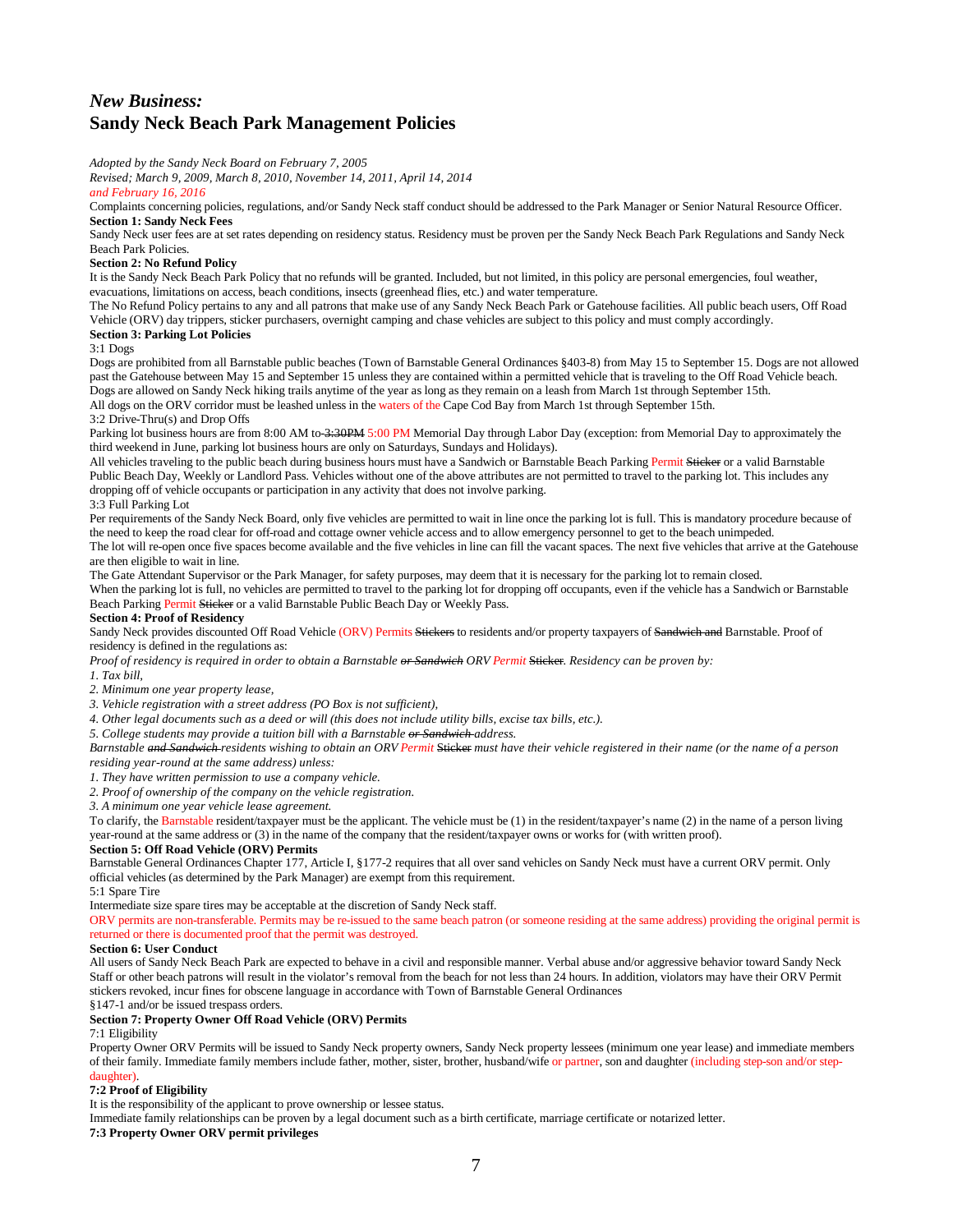## *New Business:*
## Sandy Neck Beach Park Management Policies

*Adopted by the Sandy Neck Board on February 7, 2005*
*Revised; March 9, 2009, March 8, 2010, November 14, 2011, April 14, 2014*
*and February 16, 2016*

Complaints concerning policies, regulations, and/or Sandy Neck staff conduct should be addressed to the Park Manager or Senior Natural Resource Officer.

**Section 1: Sandy Neck Fees**

Sandy Neck user fees are at set rates depending on residency status. Residency must be proven per the Sandy Neck Beach Park Regulations and Sandy Neck Beach Park Policies.

**Section 2: No Refund Policy**

It is the Sandy Neck Beach Park Policy that no refunds will be granted. Included, but not limited, in this policy are personal emergencies, foul weather, evacuations, limitations on access, beach conditions, insects (greenhead flies, etc.) and water temperature.

The No Refund Policy pertains to any and all patrons that make use of any Sandy Neck Beach Park or Gatehouse facilities. All public beach users, Off Road Vehicle (ORV) day trippers, sticker purchasers, overnight camping and chase vehicles are subject to this policy and must comply accordingly.

**Section 3: Parking Lot Policies**

3:1 Dogs

Dogs are prohibited from all Barnstable public beaches (Town of Barnstable General Ordinances §403-8) from May 15 to September 15. Dogs are not allowed past the Gatehouse between May 15 and September 15 unless they are contained within a permitted vehicle that is traveling to the Off Road Vehicle beach. Dogs are allowed on Sandy Neck hiking trails anytime of the year as long as they remain on a leash from March 1st through September 15th.

All dogs on the ORV corridor must be leashed unless in the waters of the Cape Cod Bay from March 1st through September 15th.

3:2 Drive-Thru(s) and Drop Offs

Parking lot business hours are from 8:00 AM to ~~3:30PM~~ 5:00 PM Memorial Day through Labor Day (exception: from Memorial Day to approximately the third weekend in June, parking lot business hours are only on Saturdays, Sundays and Holidays).

All vehicles traveling to the public beach during business hours must have a Sandwich or Barnstable Beach Parking Permit ~~Sticker~~ or a valid Barnstable Public Beach Day, Weekly or Landlord Pass. Vehicles without one of the above attributes are not permitted to travel to the parking lot. This includes any dropping off of vehicle occupants or participation in any activity that does not involve parking.

3:3 Full Parking Lot

Per requirements of the Sandy Neck Board, only five vehicles are permitted to wait in line once the parking lot is full. This is mandatory procedure because of the need to keep the road clear for off-road and cottage owner vehicle access and to allow emergency personnel to get to the beach unimpeded.

The lot will re-open once five spaces become available and the five vehicles in line can fill the vacant spaces. The next five vehicles that arrive at the Gatehouse are then eligible to wait in line.

The Gate Attendant Supervisor or the Park Manager, for safety purposes, may deem that it is necessary for the parking lot to remain closed.

When the parking lot is full, no vehicles are permitted to travel to the parking lot for dropping off occupants, even if the vehicle has a Sandwich or Barnstable Beach Parking Permit ~~Sticker~~ or a valid Barnstable Public Beach Day or Weekly Pass.

**Section 4: Proof of Residency**

Sandy Neck provides discounted Off Road Vehicle (ORV) Permits ~~Stickers~~ to residents and/or property taxpayers of ~~Sandwich and~~ Barnstable. Proof of residency is defined in the regulations as:

*Proof of residency is required in order to obtain a Barnstable ~~or Sandwich~~ ORV Permit* ~~Sticker~~. *Residency can be proven by:*

*1. Tax bill,*
*2. Minimum one year property lease,*
*3. Vehicle registration with a street address (PO Box is not sufficient),*
*4. Other legal documents such as a deed or will (this does not include utility bills, excise tax bills, etc.).*
*5. College students may provide a tuition bill with a Barnstable ~~or Sandwich~~ address.*

*Barnstable ~~and Sandwich~~ residents wishing to obtain an ORV Permit* ~~Sticker~~ *must have their vehicle registered in their name (or the name of a person residing year-round at the same address) unless:*

*1. They have written permission to use a company vehicle.*
*2. Proof of ownership of the company on the vehicle registration.*
*3. A minimum one year vehicle lease agreement.*

To clarify, the Barnstable resident/taxpayer must be the applicant. The vehicle must be (1) in the resident/taxpayer's name (2) in the name of a person living year-round at the same address or (3) in the name of the company that the resident/taxpayer owns or works for (with written proof).

**Section 5: Off Road Vehicle (ORV) Permits**

Barnstable General Ordinances Chapter 177, Article I, §177-2 requires that all over sand vehicles on Sandy Neck must have a current ORV permit. Only official vehicles (as determined by the Park Manager) are exempt from this requirement.

5:1 Spare Tire

Intermediate size spare tires may be acceptable at the discretion of Sandy Neck staff.

ORV permits are non-transferable. Permits may be re-issued to the same beach patron (or someone residing at the same address) providing the original permit is returned or there is documented proof that the permit was destroyed.

**Section 6: User Conduct**

All users of Sandy Neck Beach Park are expected to behave in a civil and responsible manner. Verbal abuse and/or aggressive behavior toward Sandy Neck Staff or other beach patrons will result in the violator's removal from the beach for not less than 24 hours. In addition, violators may have their ORV Permit stickers revoked, incur fines for obscene language in accordance with Town of Barnstable General Ordinances §147-1 and/or be issued trespass orders.

**Section 7: Property Owner Off Road Vehicle (ORV) Permits**

7:1 Eligibility

Property Owner ORV Permits will be issued to Sandy Neck property owners, Sandy Neck property lessees (minimum one year lease) and immediate members of their family. Immediate family members include father, mother, sister, brother, husband/wife or partner, son and daughter (including step-son and/or step-daughter).

**7:2 Proof of Eligibility**

It is the responsibility of the applicant to prove ownership or lessee status.

Immediate family relationships can be proven by a legal document such as a birth certificate, marriage certificate or notarized letter.

**7:3 Property Owner ORV permit privileges**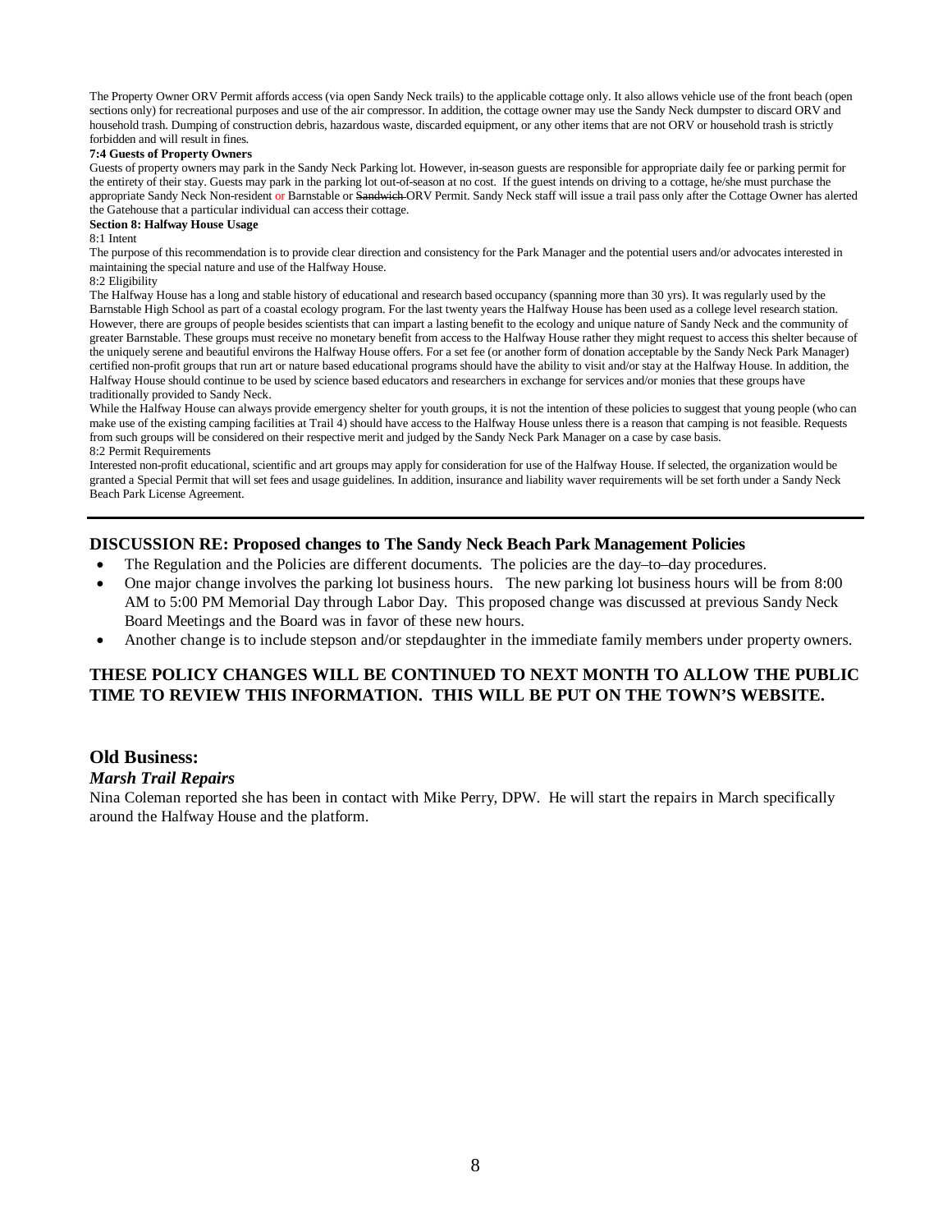The Property Owner ORV Permit affords access (via open Sandy Neck trails) to the applicable cottage only. It also allows vehicle use of the front beach (open sections only) for recreational purposes and use of the air compressor. In addition, the cottage owner may use the Sandy Neck dumpster to discard ORV and household trash. Dumping of construction debris, hazardous waste, discarded equipment, or any other items that are not ORV or household trash is strictly forbidden and will result in fines.

**7:4 Guests of Property Owners**

Guests of property owners may park in the Sandy Neck Parking lot. However, in-season guests are responsible for appropriate daily fee or parking permit for the entirety of their stay. Guests may park in the parking lot out-of-season at no cost. If the guest intends on driving to a cottage, he/she must purchase the appropriate Sandy Neck Non-resident or Barnstable or ~~Sandwich~~ ORV Permit. Sandy Neck staff will issue a trail pass only after the Cottage Owner has alerted the Gatehouse that a particular individual can access their cottage.

**Section 8: Halfway House Usage**

8:1 Intent

The purpose of this recommendation is to provide clear direction and consistency for the Park Manager and the potential users and/or advocates interested in maintaining the special nature and use of the Halfway House.

8:2 Eligibility

The Halfway House has a long and stable history of educational and research based occupancy (spanning more than 30 yrs). It was regularly used by the Barnstable High School as part of a coastal ecology program. For the last twenty years the Halfway House has been used as a college level research station. However, there are groups of people besides scientists that can impart a lasting benefit to the ecology and unique nature of Sandy Neck and the community of greater Barnstable. These groups must receive no monetary benefit from access to the Halfway House rather they might request to access this shelter because of the uniquely serene and beautiful environs the Halfway House offers. For a set fee (or another form of donation acceptable by the Sandy Neck Park Manager) certified non-profit groups that run art or nature based educational programs should have the ability to visit and/or stay at the Halfway House. In addition, the Halfway House should continue to be used by science based educators and researchers in exchange for services and/or monies that these groups have traditionally provided to Sandy Neck.

While the Halfway House can always provide emergency shelter for youth groups, it is not the intention of these policies to suggest that young people (who can make use of the existing camping facilities at Trail 4) should have access to the Halfway House unless there is a reason that camping is not feasible. Requests from such groups will be considered on their respective merit and judged by the Sandy Neck Park Manager on a case by case basis.

8:2 Permit Requirements

Interested non-profit educational, scientific and art groups may apply for consideration for use of the Halfway House. If selected, the organization would be granted a Special Permit that will set fees and usage guidelines. In addition, insurance and liability waver requirements will be set forth under a Sandy Neck Beach Park License Agreement.

---

### DISCUSSION RE: Proposed changes to The Sandy Neck Beach Park Management Policies

- The Regulation and the Policies are different documents. The policies are the day–to–day procedures.
- One major change involves the parking lot business hours. The new parking lot business hours will be from 8:00 AM to 5:00 PM Memorial Day through Labor Day. This proposed change was discussed at previous Sandy Neck Board Meetings and the Board was in favor of these new hours.
- Another change is to include stepson and/or stepdaughter in the immediate family members under property owners.

**THESE POLICY CHANGES WILL BE CONTINUED TO NEXT MONTH TO ALLOW THE PUBLIC TIME TO REVIEW THIS INFORMATION. THIS WILL BE PUT ON THE TOWN'S WEBSITE.**

## Old Business:

### *Marsh Trail Repairs*

Nina Coleman reported she has been in contact with Mike Perry, DPW. He will start the repairs in March specifically around the Halfway House and the platform.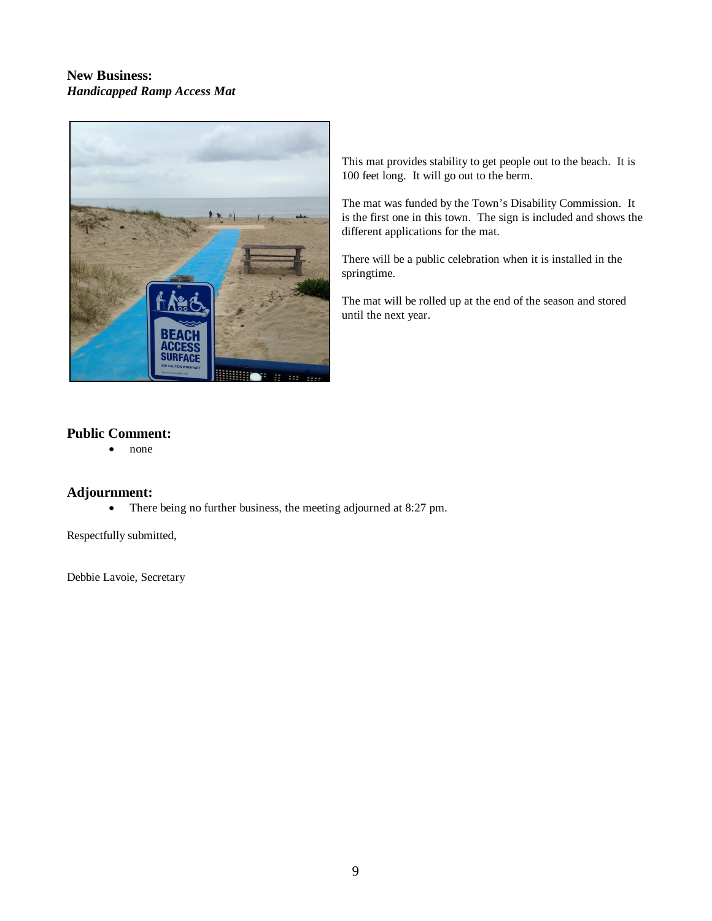**New Business:**
***Handicapped Ramp Access Mat***

This mat provides stability to get people out to the beach. It is 100 feet long. It will go out to the berm.

The mat was funded by the Town's Disability Commission. It is the first one in this town. The sign is included and shows the different applications for the mat.

There will be a public celebration when it is installed in the springtime.

The mat will be rolled up at the end of the season and stored until the next year.

## Public Comment:

- none

## Adjournment:

- There being no further business, the meeting adjourned at 8:27 pm.

Respectfully submitted,

Debbie Lavoie, Secretary